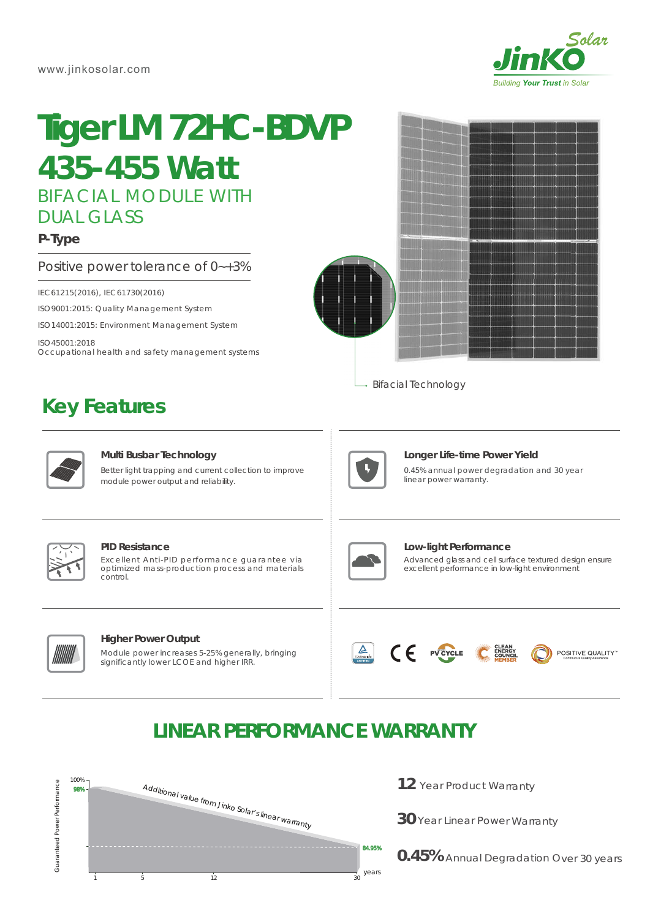www.jinkosolar.com

# Tiger LM 72HC-BDVP

# 435-455 Watt

## BIFACIAL MODULE WITH DUAL GLASS

**P-Type**

Positive power tolerance of 0~+3%

IEC61215(2016), IEC61730(2016)

ISO9001:2015: Quality Management System

ISO14001:2015: Environment Management System

ISO45001:2018
Occupational health and safety management systems

Bifacial Technology

## Key Features

**Multi Busbar Technology**
Better light trapping and current collection to improve module power output and reliability.

**Longer Life-time Power Yield**
0.45% annual power degradation and 30 year linear power warranty.

**PID Resistance**
Excellent Anti-PID performance guarantee via optimized mass-production process and materials control.

**Low-light Performance**
Advanced glass and cell surface textured design ensure excellent performance in low-light environment

**Higher Power Output**
Module power increases 5-25% generally, bringing significantly lower LCOE and higher IRR.

## LINEAR PERFORMANCE WARRANTY

Guaranteed Power Performance: 100%, 98% — Additional value from Jinko Solar's linear warranty — 84.95% (years: 1, 5, 12, 30)

**12** Year Product Warranty

**30** Year Linear Power Warranty

**0.45%** Annual Degradation Over 30 years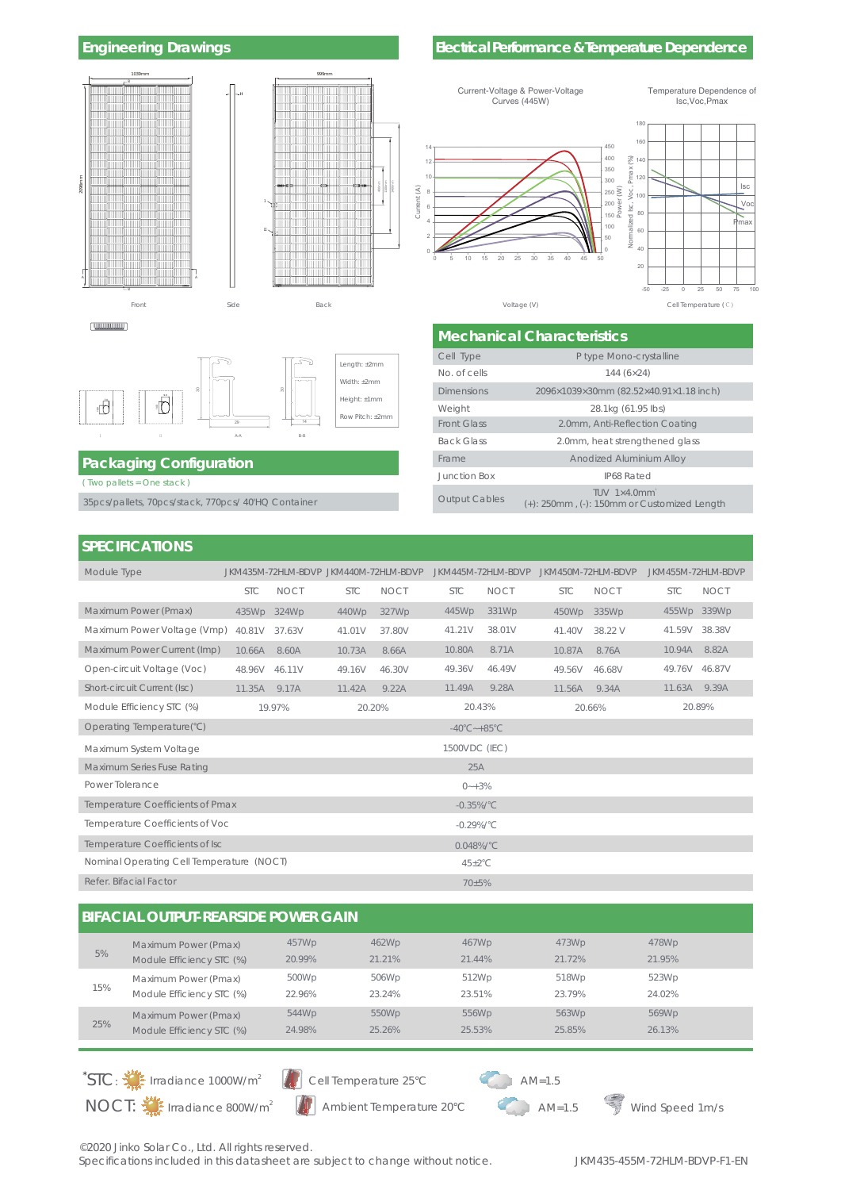## Engineering Drawings

1039mm

2096mm

999mm

Front

Side

Back

Length: ±2mm

Width: ±2mm

Height: ±1mm

Row Pitch: ±2mm

A-A

B-B

## Electrical Performance & Temperature Dependence

Current-Voltage & Power-Voltage Curves (445W)

Current (A)

Power (W)

Voltage (V)

Temperature Dependence of Isc,Voc,Pmax

Normalized Isc, Voc, Pmax (%)

Isc

Voc

Pmax

Cell Temperature (℃)

## Packaging Configuration

( Two pallets = One stack )

35pcs/pallets, 70pcs/stack, 770pcs/ 40'HQ Container

## Mechanical Characteristics

| | |
|---|---|
| Cell Type | P type Mono-crystalline |
| No. of cells | 144 (6×24) |
| Dimensions | 2096×1039×30mm (82.52×40.91×1.18 inch) |
| Weight | 28.1kg (61.95 lbs) |
| Front Glass | 2.0mm, Anti-Reflection Coating |
| Back Glass | 2.0mm, heat strengthened glass |
| Frame | Anodized Aluminium Alloy |
| Junction Box | IP68 Rated |
| Output Cables | TUV 1×4.0mm² (+): 250mm , (-): 150mm or Customized Length |

## SPECIFICATIONS

| Module Type | JKM435M-72HLM-BDVP | | JKM440M-72HLM-BDVP | | JKM445M-72HLM-BDVP | | JKM450M-72HLM-BDVP | | JKM455M-72HLM-BDVP | |
|---|---|---|---|---|---|---|---|---|---|---|
| | STC | NOCT | STC | NOCT | STC | NOCT | STC | NOCT | STC | NOCT |
| Maximum Power (Pmax) | 435Wp | 324Wp | 440Wp | 327Wp | 445Wp | 331Wp | 450Wp | 335Wp | 455Wp | 339Wp |
| Maximum Power Voltage (Vmp) | 40.81V | 37.63V | 41.01V | 37.80V | 41.21V | 38.01V | 41.40V | 38.22 V | 41.59V | 38.38V |
| Maximum Power Current (Imp) | 10.66A | 8.60A | 10.73A | 8.66A | 10.80A | 8.71A | 10.87A | 8.76A | 10.94A | 8.82A |
| Open-circuit Voltage (Voc) | 48.96V | 46.11V | 49.16V | 46.30V | 49.36V | 46.49V | 49.56V | 46.68V | 49.76V | 46.87V |
| Short-circuit Current (Isc) | 11.35A | 9.17A | 11.42A | 9.22A | 11.49A | 9.28A | 11.56A | 9.34A | 11.63A | 9.39A |
| Module Efficiency STC (%) | 19.97% | | 20.20% | | 20.43% | | 20.66% | | 20.89% | |
| Operating Temperature(℃) | -40℃~+85℃ | | | | | | | | | |
| Maximum System Voltage | 1500VDC (IEC) | | | | | | | | | |
| Maximum Series Fuse Rating | 25A | | | | | | | | | |
| Power Tolerance | 0~+3% | | | | | | | | | |
| Temperature Coefficients of Pmax | -0.35%/℃ | | | | | | | | | |
| Temperature Coefficients of Voc | -0.29%/℃ | | | | | | | | | |
| Temperature Coefficients of Isc | 0.048%/℃ | | | | | | | | | |
| Nominal Operating Cell Temperature (NOCT) | 45±2℃ | | | | | | | | | |
| Refer. Bifacial Factor | 70±5% | | | | | | | | | |

## BIFACIAL OUTPUT-REARSIDE POWER GAIN

| | | | | | | |
|---|---|---|---|---|---|---|
| 5% | Maximum Power (Pmax) | 457Wp | 462Wp | 467Wp | 473Wp | 478Wp |
| | Module Efficiency STC (%) | 20.99% | 21.21% | 21.44% | 21.72% | 21.95% |
| 15% | Maximum Power (Pmax) | 500Wp | 506Wp | 512Wp | 518Wp | 523Wp |
| | Module Efficiency STC (%) | 22.96% | 23.24% | 23.51% | 23.79% | 24.02% |
| 25% | Maximum Power (Pmax) | 544Wp | 550Wp | 556Wp | 563Wp | 569Wp |
| | Module Efficiency STC (%) | 24.98% | 25.26% | 25.53% | 25.85% | 26.13% |

*STC: Irradiance 1000W/m² | Cell Temperature 25°C | AM=1.5

NOCT: Irradiance 800W/m² | Ambient Temperature 20°C | AM=1.5 | Wind Speed 1m/s

©2020 Jinko Solar Co., Ltd. All rights reserved.
Specifications included in this datasheet are subject to change without notice.

JKM435-455M-72HLM-BDVP-F1-EN